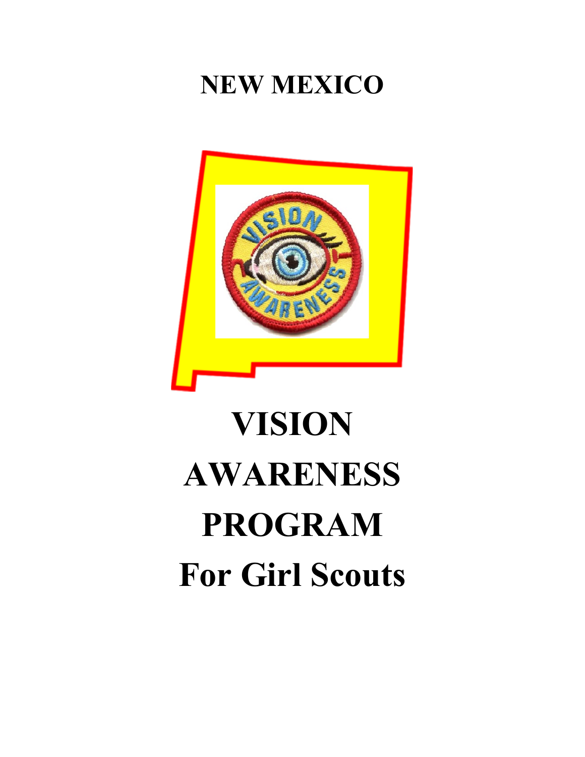# NEW MEXICO

# VISION AWARENESS PROGRAM For Girl Scouts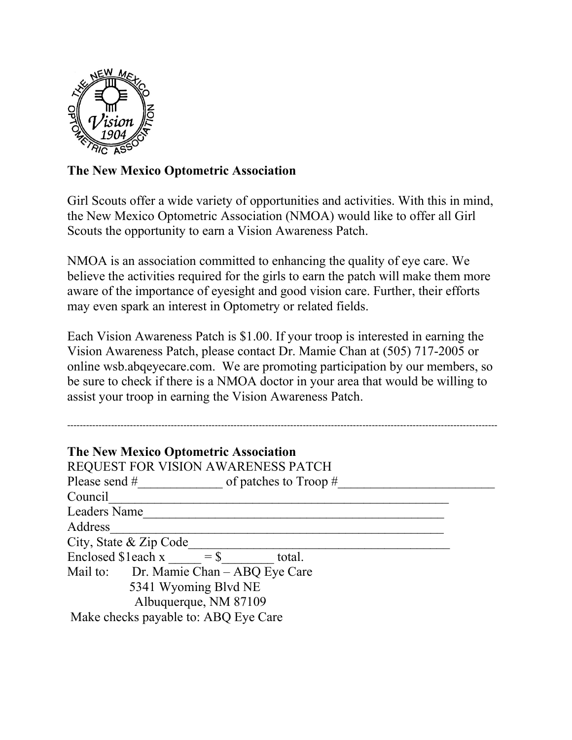**The New Mexico Optometric Association**

Girl Scouts offer a wide variety of opportunities and activities. With this in mind, the New Mexico Optometric Association (NMOA) would like to offer all Girl Scouts the opportunity to earn a Vision Awareness Patch.

NMOA is an association committed to enhancing the quality of eye care. We believe the activities required for the girls to earn the patch will make them more aware of the importance of eyesight and good vision care. Further, their efforts may even spark an interest in Optometry or related fields.

Each Vision Awareness Patch is $1.00. If your troop is interested in earning the Vision Awareness Patch, please contact Dr. Mamie Chan at (505) 717-2005 or online wsb.abqeyecare.com. We are promoting participation by our members, so be sure to check if there is a NMOA doctor in your area that would be willing to assist your troop in earning the Vision Awareness Patch.

---

**The New Mexico Optometric Association**

REQUEST FOR VISION AWARENESS PATCH

Please send #_____________ of patches to Troop #________________________

Council_____________________________________________________

Leaders Name_______________________________________________

Address_____________________________________________________

City, State & Zip Code_________________________________________

Enclosed $1each x _____ = $________ total.

Mail to: Dr. Mamie Chan – ABQ Eye Care
5341 Wyoming Blvd NE
Albuquerque, NM 87109

Make checks payable to: ABQ Eye Care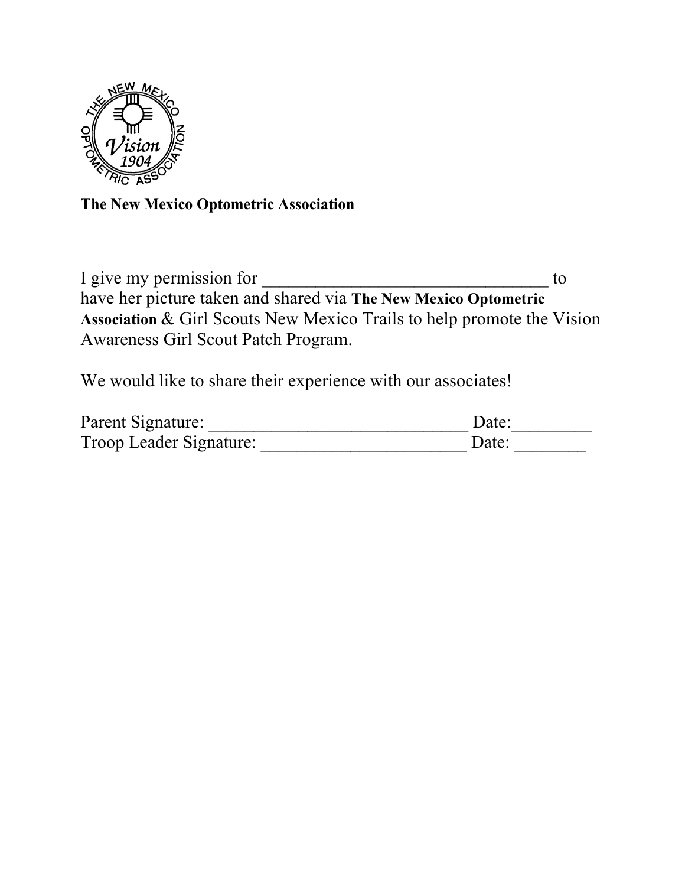**The New Mexico Optometric Association**

I give my permission for ________________________________ to have her picture taken and shared via **The New Mexico Optometric Association** & Girl Scouts New Mexico Trails to help promote the Vision Awareness Girl Scout Patch Program.

We would like to share their experience with our associates!

Parent Signature: _____________________________ Date:_________

Troop Leader Signature: ______________________ Date: ________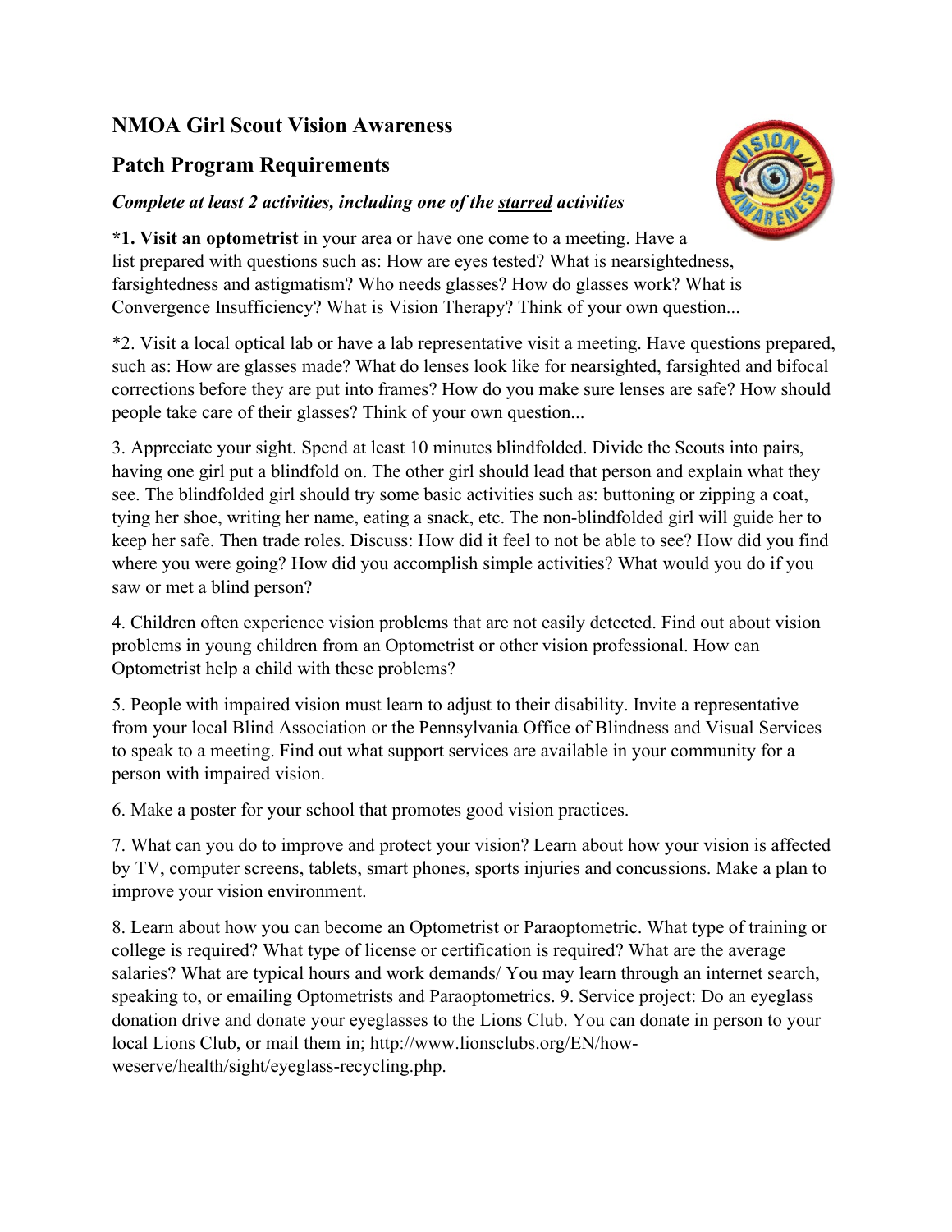## NMOA Girl Scout Vision Awareness

## Patch Program Requirements

***Complete at least 2 activities, including one of the starred activities***

**\*1. Visit an optometrist** in your area or have one come to a meeting. Have a list prepared with questions such as: How are eyes tested? What is nearsightedness, farsightedness and astigmatism? Who needs glasses? How do glasses work? What is Convergence Insufficiency? What is Vision Therapy? Think of your own question...

*2. Visit a local optical lab or have a lab representative visit a meeting. Have questions prepared, such as: How are glasses made? What do lenses look like for nearsighted, farsighted and bifocal corrections before they are put into frames? How do you make sure lenses are safe? How should people take care of their glasses? Think of your own question...

3. Appreciate your sight. Spend at least 10 minutes blindfolded. Divide the Scouts into pairs, having one girl put a blindfold on. The other girl should lead that person and explain what they see. The blindfolded girl should try some basic activities such as: buttoning or zipping a coat, tying her shoe, writing her name, eating a snack, etc. The non-blindfolded girl will guide her to keep her safe. Then trade roles. Discuss: How did it feel to not be able to see? How did you find where you were going? How did you accomplish simple activities? What would you do if you saw or met a blind person?

4. Children often experience vision problems that are not easily detected. Find out about vision problems in young children from an Optometrist or other vision professional. How can Optometrist help a child with these problems?

5. People with impaired vision must learn to adjust to their disability. Invite a representative from your local Blind Association or the Pennsylvania Office of Blindness and Visual Services to speak to a meeting. Find out what support services are available in your community for a person with impaired vision.

6. Make a poster for your school that promotes good vision practices.

7. What can you do to improve and protect your vision? Learn about how your vision is affected by TV, computer screens, tablets, smart phones, sports injuries and concussions. Make a plan to improve your vision environment.

8. Learn about how you can become an Optometrist or Paraoptometric. What type of training or college is required? What type of license or certification is required? What are the average salaries? What are typical hours and work demands/ You may learn through an internet search, speaking to, or emailing Optometrists and Paraoptometrics. 9. Service project: Do an eyeglass donation drive and donate your eyeglasses to the Lions Club. You can donate in person to your local Lions Club, or mail them in; http://www.lionsclubs.org/EN/how-weserve/health/sight/eyeglass-recycling.php.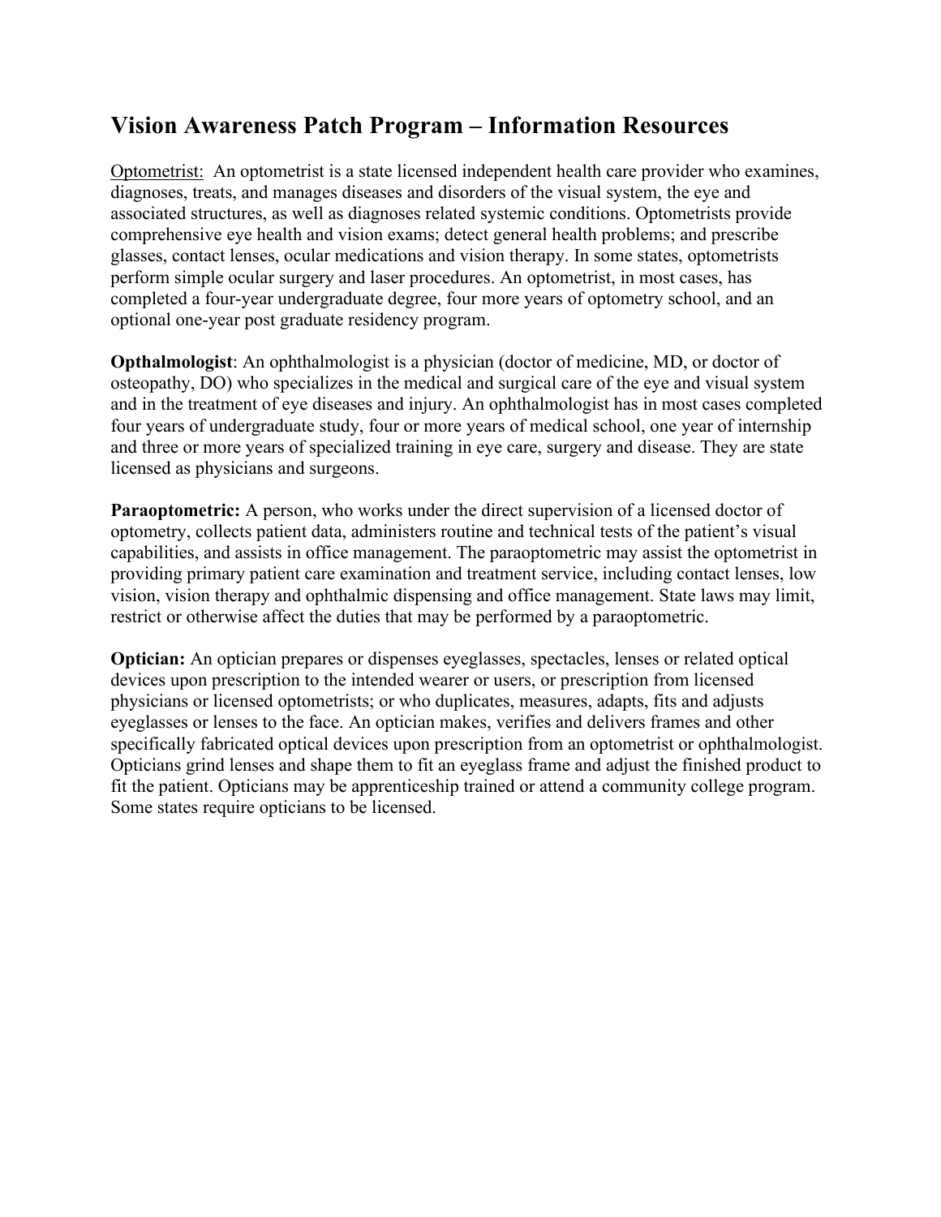## Vision Awareness Patch Program – Information Resources

<u>Optometrist:</u> An optometrist is a state licensed independent health care provider who examines, diagnoses, treats, and manages diseases and disorders of the visual system, the eye and associated structures, as well as diagnoses related systemic conditions. Optometrists provide comprehensive eye health and vision exams; detect general health problems; and prescribe glasses, contact lenses, ocular medications and vision therapy. In some states, optometrists perform simple ocular surgery and laser procedures. An optometrist, in most cases, has completed a four-year undergraduate degree, four more years of optometry school, and an optional one-year post graduate residency program.

**Opthalmologist**: An ophthalmologist is a physician (doctor of medicine, MD, or doctor of osteopathy, DO) who specializes in the medical and surgical care of the eye and visual system and in the treatment of eye diseases and injury. An ophthalmologist has in most cases completed four years of undergraduate study, four or more years of medical school, one year of internship and three or more years of specialized training in eye care, surgery and disease. They are state licensed as physicians and surgeons.

**Paraoptometric:** A person, who works under the direct supervision of a licensed doctor of optometry, collects patient data, administers routine and technical tests of the patient's visual capabilities, and assists in office management. The paraoptometric may assist the optometrist in providing primary patient care examination and treatment service, including contact lenses, low vision, vision therapy and ophthalmic dispensing and office management. State laws may limit, restrict or otherwise affect the duties that may be performed by a paraoptometric.

**Optician:** An optician prepares or dispenses eyeglasses, spectacles, lenses or related optical devices upon prescription to the intended wearer or users, or prescription from licensed physicians or licensed optometrists; or who duplicates, measures, adapts, fits and adjusts eyeglasses or lenses to the face. An optician makes, verifies and delivers frames and other specifically fabricated optical devices upon prescription from an optometrist or ophthalmologist. Opticians grind lenses and shape them to fit an eyeglass frame and adjust the finished product to fit the patient. Opticians may be apprenticeship trained or attend a community college program. Some states require opticians to be licensed.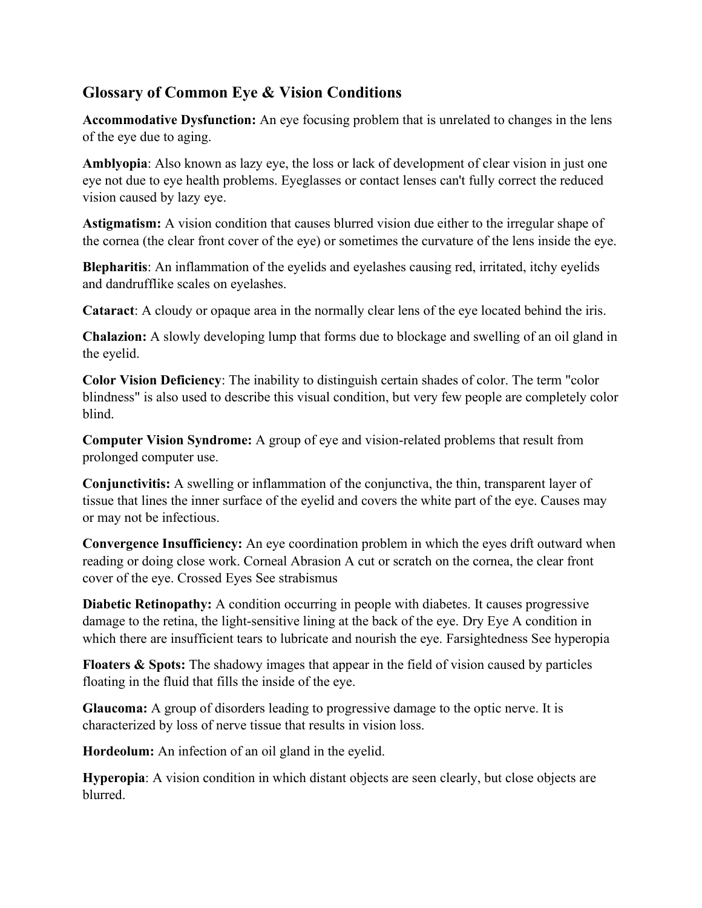## Glossary of Common Eye & Vision Conditions

**Accommodative Dysfunction:** An eye focusing problem that is unrelated to changes in the lens of the eye due to aging.

**Amblyopia**: Also known as lazy eye, the loss or lack of development of clear vision in just one eye not due to eye health problems. Eyeglasses or contact lenses can't fully correct the reduced vision caused by lazy eye.

**Astigmatism:** A vision condition that causes blurred vision due either to the irregular shape of the cornea (the clear front cover of the eye) or sometimes the curvature of the lens inside the eye.

**Blepharitis**: An inflammation of the eyelids and eyelashes causing red, irritated, itchy eyelids and dandrufflike scales on eyelashes.

**Cataract**: A cloudy or opaque area in the normally clear lens of the eye located behind the iris.

**Chalazion:** A slowly developing lump that forms due to blockage and swelling of an oil gland in the eyelid.

**Color Vision Deficiency**: The inability to distinguish certain shades of color. The term "color blindness" is also used to describe this visual condition, but very few people are completely color blind.

**Computer Vision Syndrome:** A group of eye and vision-related problems that result from prolonged computer use.

**Conjunctivitis:** A swelling or inflammation of the conjunctiva, the thin, transparent layer of tissue that lines the inner surface of the eyelid and covers the white part of the eye. Causes may or may not be infectious.

**Convergence Insufficiency:** An eye coordination problem in which the eyes drift outward when reading or doing close work. Corneal Abrasion A cut or scratch on the cornea, the clear front cover of the eye. Crossed Eyes See strabismus

**Diabetic Retinopathy:** A condition occurring in people with diabetes. It causes progressive damage to the retina, the light-sensitive lining at the back of the eye. Dry Eye A condition in which there are insufficient tears to lubricate and nourish the eye. Farsightedness See hyperopia

**Floaters & Spots:** The shadowy images that appear in the field of vision caused by particles floating in the fluid that fills the inside of the eye.

**Glaucoma:** A group of disorders leading to progressive damage to the optic nerve. It is characterized by loss of nerve tissue that results in vision loss.

**Hordeolum:** An infection of an oil gland in the eyelid.

**Hyperopia**: A vision condition in which distant objects are seen clearly, but close objects are blurred.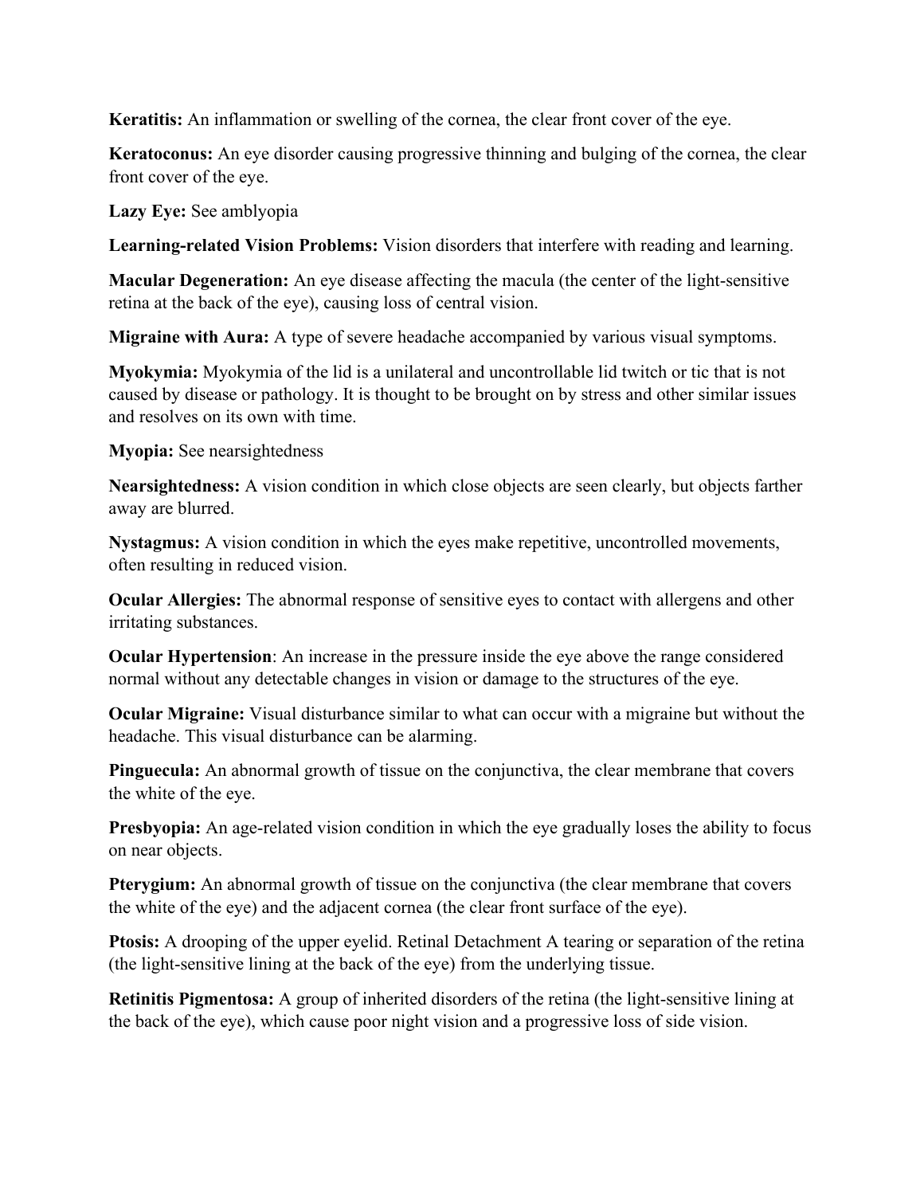**Keratitis:** An inflammation or swelling of the cornea, the clear front cover of the eye.

**Keratoconus:** An eye disorder causing progressive thinning and bulging of the cornea, the clear front cover of the eye.

**Lazy Eye:** See amblyopia

**Learning-related Vision Problems:** Vision disorders that interfere with reading and learning.

**Macular Degeneration:** An eye disease affecting the macula (the center of the light-sensitive retina at the back of the eye), causing loss of central vision.

**Migraine with Aura:** A type of severe headache accompanied by various visual symptoms.

**Myokymia:** Myokymia of the lid is a unilateral and uncontrollable lid twitch or tic that is not caused by disease or pathology. It is thought to be brought on by stress and other similar issues and resolves on its own with time.

**Myopia:** See nearsightedness

**Nearsightedness:** A vision condition in which close objects are seen clearly, but objects farther away are blurred.

**Nystagmus:** A vision condition in which the eyes make repetitive, uncontrolled movements, often resulting in reduced vision.

**Ocular Allergies:** The abnormal response of sensitive eyes to contact with allergens and other irritating substances.

**Ocular Hypertension**: An increase in the pressure inside the eye above the range considered normal without any detectable changes in vision or damage to the structures of the eye.

**Ocular Migraine:** Visual disturbance similar to what can occur with a migraine but without the headache. This visual disturbance can be alarming.

**Pinguecula:** An abnormal growth of tissue on the conjunctiva, the clear membrane that covers the white of the eye.

**Presbyopia:** An age-related vision condition in which the eye gradually loses the ability to focus on near objects.

**Pterygium:** An abnormal growth of tissue on the conjunctiva (the clear membrane that covers the white of the eye) and the adjacent cornea (the clear front surface of the eye).

**Ptosis:** A drooping of the upper eyelid. Retinal Detachment A tearing or separation of the retina (the light-sensitive lining at the back of the eye) from the underlying tissue.

**Retinitis Pigmentosa:** A group of inherited disorders of the retina (the light-sensitive lining at the back of the eye), which cause poor night vision and a progressive loss of side vision.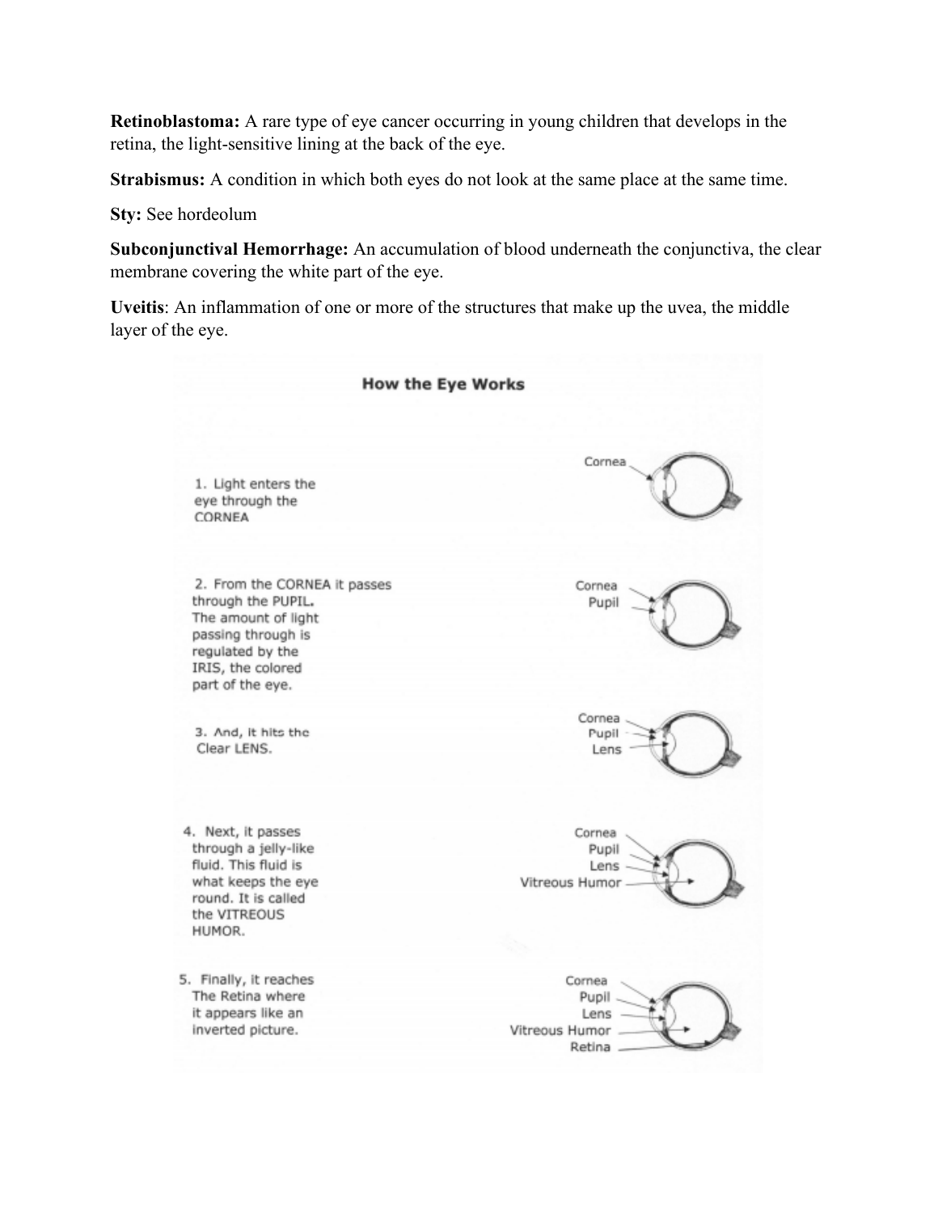**Retinoblastoma:** A rare type of eye cancer occurring in young children that develops in the retina, the light-sensitive lining at the back of the eye.

**Strabismus:** A condition in which both eyes do not look at the same place at the same time.

**Sty:** See hordeolum

**Subconjunctival Hemorrhage:** An accumulation of blood underneath the conjunctiva, the clear membrane covering the white part of the eye.

**Uveitis**: An inflammation of one or more of the structures that make up the uvea, the middle layer of the eye.

**How the Eye Works**

1. Light enters the eye through the CORNEA

Cornea

2. From the CORNEA it passes through the PUPIL. The amount of light passing through is regulated by the IRIS, the colored part of the eye.

Cornea
Pupil

3. And, it hits the Clear LENS.

Cornea
Pupil
Lens

4. Next, it passes through a jelly-like fluid. This fluid is what keeps the eye round. It is called the VITREOUS HUMOR.

Cornea
Pupil
Lens
Vitreous Humor

5. Finally, it reaches The Retina where it appears like an inverted picture.

Cornea
Pupil
Lens
Vitreous Humor
Retina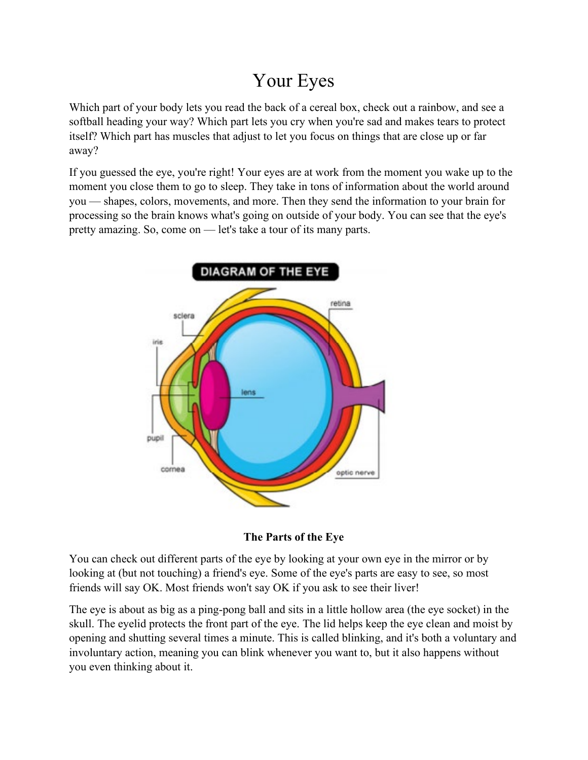# Your Eyes

Which part of your body lets you read the back of a cereal box, check out a rainbow, and see a softball heading your way? Which part lets you cry when you're sad and makes tears to protect itself? Which part has muscles that adjust to let you focus on things that are close up or far away?

If you guessed the eye, you're right! Your eyes are at work from the moment you wake up to the moment you close them to go to sleep. They take in tons of information about the world around you — shapes, colors, movements, and more. Then they send the information to your brain for processing so the brain knows what's going on outside of your body. You can see that the eye's pretty amazing. So, come on — let's take a tour of its many parts.

DIAGRAM OF THE EYE

sclera

retina

iris

lens

pupil

cornea

optic nerve

**The Parts of the Eye**

You can check out different parts of the eye by looking at your own eye in the mirror or by looking at (but not touching) a friend's eye. Some of the eye's parts are easy to see, so most friends will say OK. Most friends won't say OK if you ask to see their liver!

The eye is about as big as a ping-pong ball and sits in a little hollow area (the eye socket) in the skull. The eyelid protects the front part of the eye. The lid helps keep the eye clean and moist by opening and shutting several times a minute. This is called blinking, and it's both a voluntary and involuntary action, meaning you can blink whenever you want to, but it also happens without you even thinking about it.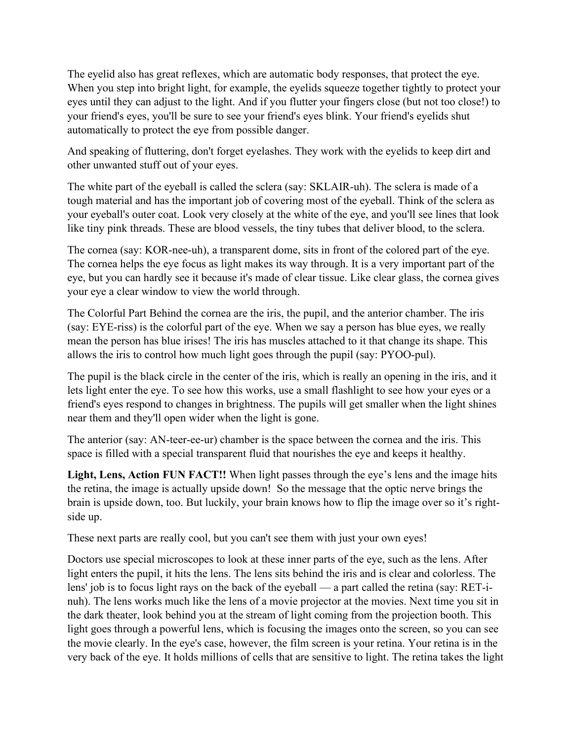The eyelid also has great reflexes, which are automatic body responses, that protect the eye. When you step into bright light, for example, the eyelids squeeze together tightly to protect your eyes until they can adjust to the light. And if you flutter your fingers close (but not too close!) to your friend's eyes, you'll be sure to see your friend's eyes blink. Your friend's eyelids shut automatically to protect the eye from possible danger.

And speaking of fluttering, don't forget eyelashes. They work with the eyelids to keep dirt and other unwanted stuff out of your eyes.

The white part of the eyeball is called the sclera (say: SKLAIR-uh). The sclera is made of a tough material and has the important job of covering most of the eyeball. Think of the sclera as your eyeball's outer coat. Look very closely at the white of the eye, and you'll see lines that look like tiny pink threads. These are blood vessels, the tiny tubes that deliver blood, to the sclera.

The cornea (say: KOR-nee-uh), a transparent dome, sits in front of the colored part of the eye. The cornea helps the eye focus as light makes its way through. It is a very important part of the eye, but you can hardly see it because it's made of clear tissue. Like clear glass, the cornea gives your eye a clear window to view the world through.

The Colorful Part Behind the cornea are the iris, the pupil, and the anterior chamber. The iris (say: EYE-riss) is the colorful part of the eye. When we say a person has blue eyes, we really mean the person has blue irises! The iris has muscles attached to it that change its shape. This allows the iris to control how much light goes through the pupil (say: PYOO-pul).

The pupil is the black circle in the center of the iris, which is really an opening in the iris, and it lets light enter the eye. To see how this works, use a small flashlight to see how your eyes or a friend's eyes respond to changes in brightness. The pupils will get smaller when the light shines near them and they'll open wider when the light is gone.

The anterior (say: AN-teer-ee-ur) chamber is the space between the cornea and the iris. This space is filled with a special transparent fluid that nourishes the eye and keeps it healthy.

**Light, Lens, Action FUN FACT!!** When light passes through the eye's lens and the image hits the retina, the image is actually upside down! So the message that the optic nerve brings the brain is upside down, too. But luckily, your brain knows how to flip the image over so it's right-side up.

These next parts are really cool, but you can't see them with just your own eyes!

Doctors use special microscopes to look at these inner parts of the eye, such as the lens. After light enters the pupil, it hits the lens. The lens sits behind the iris and is clear and colorless. The lens' job is to focus light rays on the back of the eyeball — a part called the retina (say: RET-i-nuh). The lens works much like the lens of a movie projector at the movies. Next time you sit in the dark theater, look behind you at the stream of light coming from the projection booth. This light goes through a powerful lens, which is focusing the images onto the screen, so you can see the movie clearly. In the eye's case, however, the film screen is your retina. Your retina is in the very back of the eye. It holds millions of cells that are sensitive to light. The retina takes the light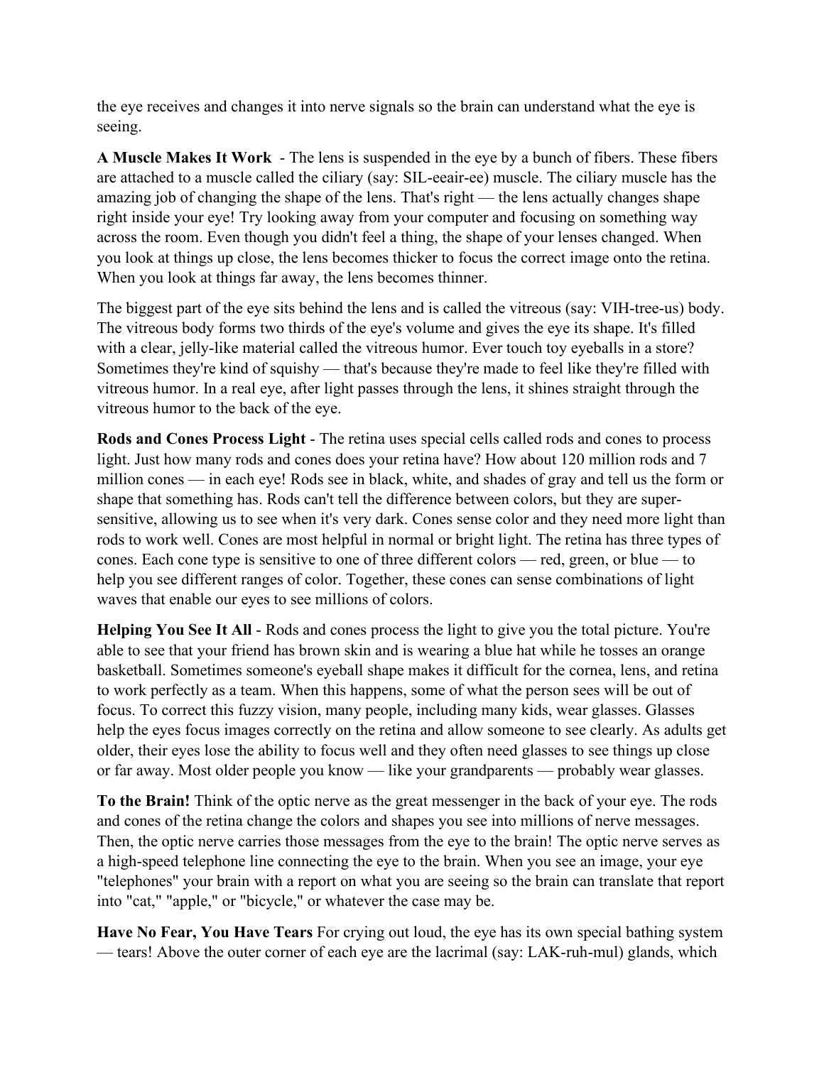the eye receives and changes it into nerve signals so the brain can understand what the eye is seeing.

**A Muscle Makes It Work** - The lens is suspended in the eye by a bunch of fibers. These fibers are attached to a muscle called the ciliary (say: SIL-eeair-ee) muscle. The ciliary muscle has the amazing job of changing the shape of the lens. That's right — the lens actually changes shape right inside your eye! Try looking away from your computer and focusing on something way across the room. Even though you didn't feel a thing, the shape of your lenses changed. When you look at things up close, the lens becomes thicker to focus the correct image onto the retina. When you look at things far away, the lens becomes thinner.

The biggest part of the eye sits behind the lens and is called the vitreous (say: VIH-tree-us) body. The vitreous body forms two thirds of the eye's volume and gives the eye its shape. It's filled with a clear, jelly-like material called the vitreous humor. Ever touch toy eyeballs in a store? Sometimes they're kind of squishy — that's because they're made to feel like they're filled with vitreous humor. In a real eye, after light passes through the lens, it shines straight through the vitreous humor to the back of the eye.

**Rods and Cones Process Light** - The retina uses special cells called rods and cones to process light. Just how many rods and cones does your retina have? How about 120 million rods and 7 million cones — in each eye! Rods see in black, white, and shades of gray and tell us the form or shape that something has. Rods can't tell the difference between colors, but they are super-sensitive, allowing us to see when it's very dark. Cones sense color and they need more light than rods to work well. Cones are most helpful in normal or bright light. The retina has three types of cones. Each cone type is sensitive to one of three different colors — red, green, or blue — to help you see different ranges of color. Together, these cones can sense combinations of light waves that enable our eyes to see millions of colors.

**Helping You See It All** - Rods and cones process the light to give you the total picture. You're able to see that your friend has brown skin and is wearing a blue hat while he tosses an orange basketball. Sometimes someone's eyeball shape makes it difficult for the cornea, lens, and retina to work perfectly as a team. When this happens, some of what the person sees will be out of focus. To correct this fuzzy vision, many people, including many kids, wear glasses. Glasses help the eyes focus images correctly on the retina and allow someone to see clearly. As adults get older, their eyes lose the ability to focus well and they often need glasses to see things up close or far away. Most older people you know — like your grandparents — probably wear glasses.

**To the Brain!** Think of the optic nerve as the great messenger in the back of your eye. The rods and cones of the retina change the colors and shapes you see into millions of nerve messages. Then, the optic nerve carries those messages from the eye to the brain! The optic nerve serves as a high-speed telephone line connecting the eye to the brain. When you see an image, your eye "telephones" your brain with a report on what you are seeing so the brain can translate that report into "cat," "apple," or "bicycle," or whatever the case may be.

**Have No Fear, You Have Tears** For crying out loud, the eye has its own special bathing system — tears! Above the outer corner of each eye are the lacrimal (say: LAK-ruh-mul) glands, which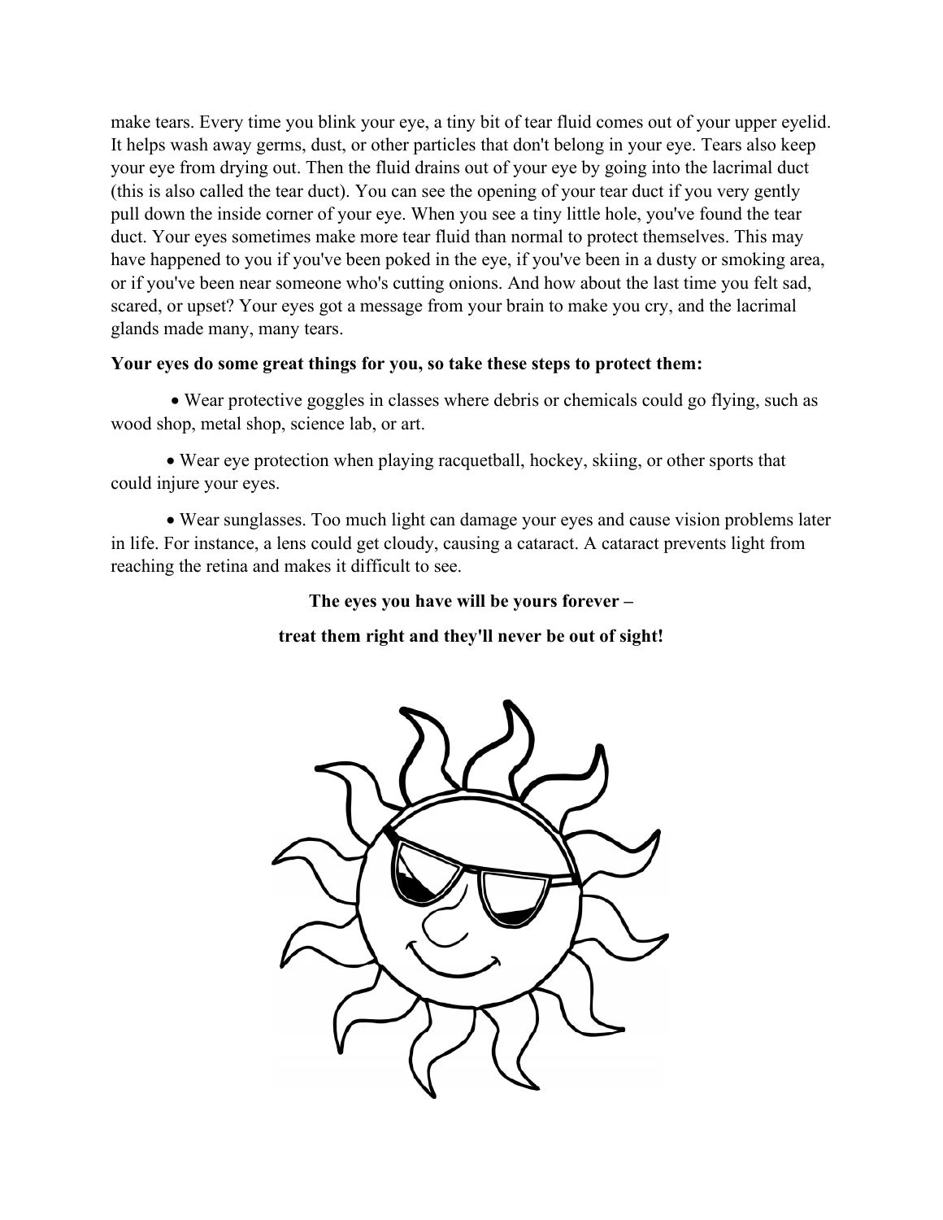make tears. Every time you blink your eye, a tiny bit of tear fluid comes out of your upper eyelid. It helps wash away germs, dust, or other particles that don't belong in your eye. Tears also keep your eye from drying out. Then the fluid drains out of your eye by going into the lacrimal duct (this is also called the tear duct). You can see the opening of your tear duct if you very gently pull down the inside corner of your eye. When you see a tiny little hole, you've found the tear duct. Your eyes sometimes make more tear fluid than normal to protect themselves. This may have happened to you if you've been poked in the eye, if you've been in a dusty or smoking area, or if you've been near someone who's cutting onions. And how about the last time you felt sad, scared, or upset? Your eyes got a message from your brain to make you cry, and the lacrimal glands made many, many tears.

**Your eyes do some great things for you, so take these steps to protect them:**

- Wear protective goggles in classes where debris or chemicals could go flying, such as wood shop, metal shop, science lab, or art.
- Wear eye protection when playing racquetball, hockey, skiing, or other sports that could injure your eyes.
- Wear sunglasses. Too much light can damage your eyes and cause vision problems later in life. For instance, a lens could get cloudy, causing a cataract. A cataract prevents light from reaching the retina and makes it difficult to see.

**The eyes you have will be yours forever –**

**treat them right and they'll never be out of sight!**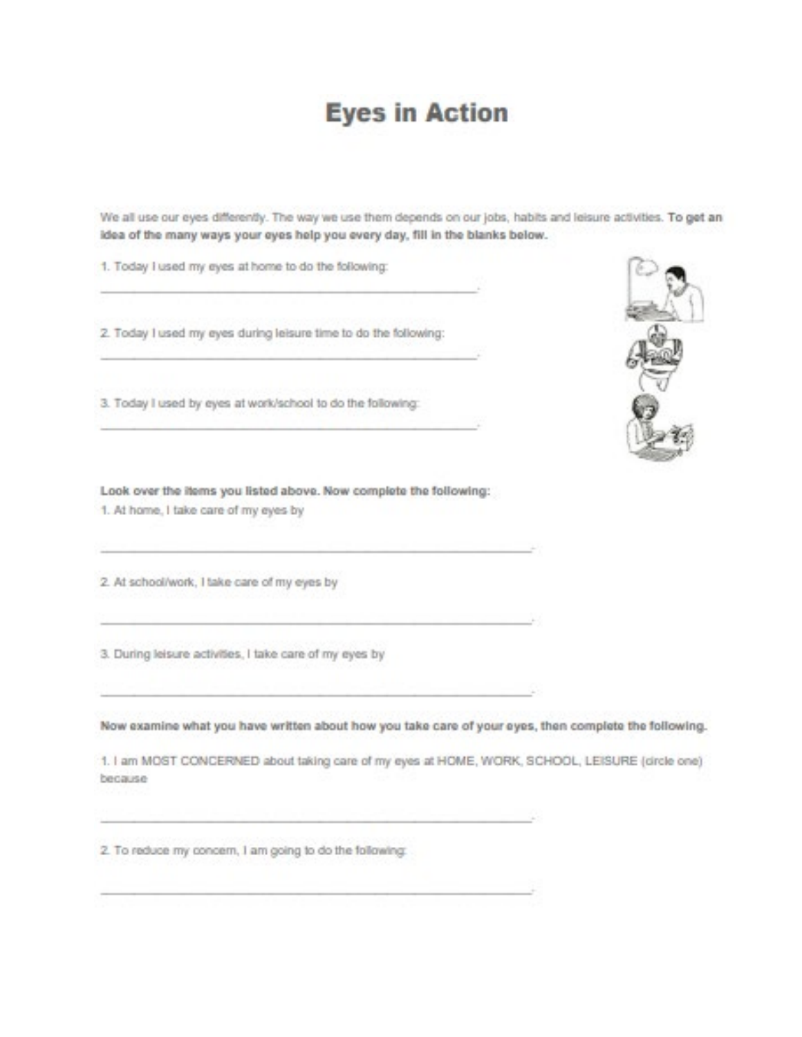# Eyes in Action

We all use our eyes differently. The way we use them depends on our jobs, habits and leisure activities. **To get an idea of the many ways your eyes help you every day, fill in the blanks below.**

1. Today I used my eyes at home to do the following:

\_\_\_\_\_\_\_\_\_\_\_\_\_\_\_\_\_\_\_\_\_\_\_\_\_\_\_\_\_\_\_\_\_\_\_\_\_\_\_\_\_\_\_\_\_\_\_\_.

2. Today I used my eyes during leisure time to do the following:

\_\_\_\_\_\_\_\_\_\_\_\_\_\_\_\_\_\_\_\_\_\_\_\_\_\_\_\_\_\_\_\_\_\_\_\_\_\_\_\_\_\_\_\_\_\_\_\_.

3. Today I used by eyes at work/school to do the following:

\_\_\_\_\_\_\_\_\_\_\_\_\_\_\_\_\_\_\_\_\_\_\_\_\_\_\_\_\_\_\_\_\_\_\_\_\_\_\_\_\_\_\_\_\_\_\_\_.

**Look over the items you listed above. Now complete the following:**

1. At home, I take care of my eyes by

\_\_\_\_\_\_\_\_\_\_\_\_\_\_\_\_\_\_\_\_\_\_\_\_\_\_\_\_\_\_\_\_\_\_\_\_\_\_\_\_\_\_\_\_\_\_\_\_\_\_\_\_\_\_.

2. At school/work, I take care of my eyes by

\_\_\_\_\_\_\_\_\_\_\_\_\_\_\_\_\_\_\_\_\_\_\_\_\_\_\_\_\_\_\_\_\_\_\_\_\_\_\_\_\_\_\_\_\_\_\_\_\_\_\_\_\_\_.

3. During leisure activities, I take care of my eyes by

\_\_\_\_\_\_\_\_\_\_\_\_\_\_\_\_\_\_\_\_\_\_\_\_\_\_\_\_\_\_\_\_\_\_\_\_\_\_\_\_\_\_\_\_\_\_\_\_\_\_\_\_\_\_.

**Now examine what you have written about how you take care of your eyes, then complete the following.**

1. I am MOST CONCERNED about taking care of my eyes at HOME, WORK, SCHOOL, LEISURE (circle one) because

\_\_\_\_\_\_\_\_\_\_\_\_\_\_\_\_\_\_\_\_\_\_\_\_\_\_\_\_\_\_\_\_\_\_\_\_\_\_\_\_\_\_\_\_\_\_\_\_\_\_\_\_\_\_.

2. To reduce my concern, I am going to do the following:

\_\_\_\_\_\_\_\_\_\_\_\_\_\_\_\_\_\_\_\_\_\_\_\_\_\_\_\_\_\_\_\_\_\_\_\_\_\_\_\_\_\_\_\_\_\_\_\_\_\_\_\_\_\_.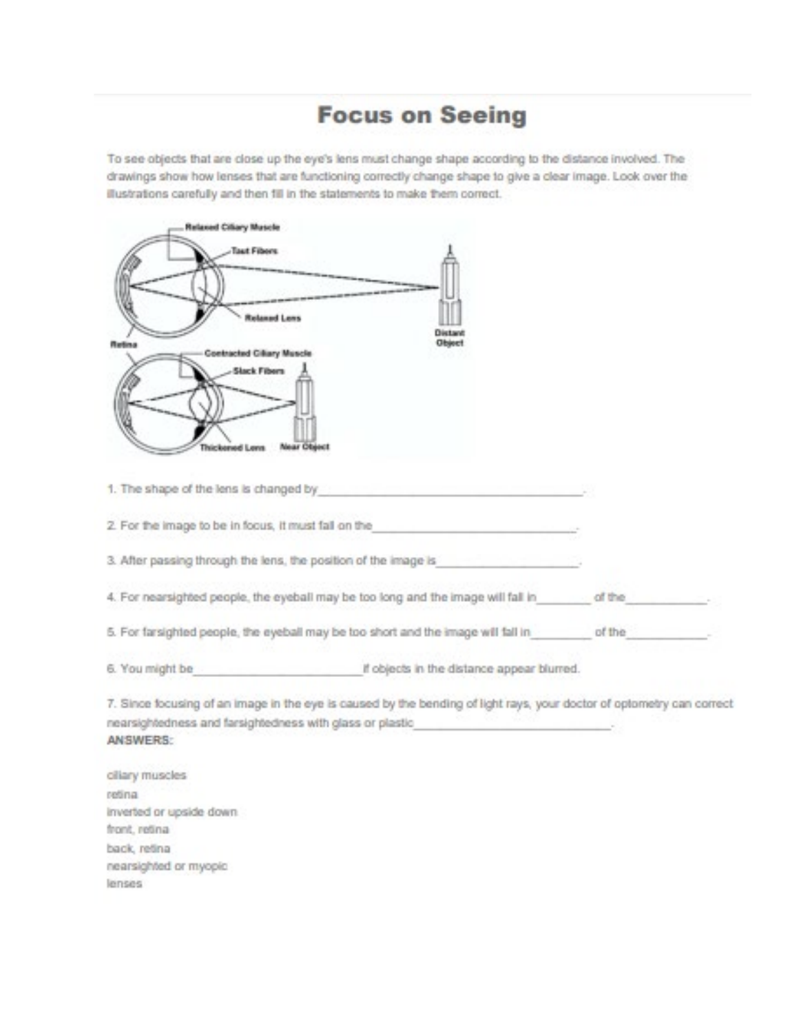# Focus on Seeing

To see objects that are close up the eye's lens must change shape according to the distance involved. The drawings show how lenses that are functioning correctly change shape to give a clear image. Look over the illustrations carefully and then fill in the statements to make them correct.

Relaxed Ciliary Muscle
Taut Fibers
Relaxed Lens
Distant Object
Retina
Contracted Ciliary Muscle
Slack Fibers
Thickened Lens
Near Object

1. The shape of the lens is changed by\_\_\_\_\_\_\_\_\_\_\_\_\_\_\_\_\_\_\_\_\_\_\_\_\_\_\_\_\_\_\_\_\_\_\_\_\_\_.

2. For the image to be in focus, it must fall on the\_\_\_\_\_\_\_\_\_\_\_\_\_\_\_\_\_\_\_\_\_\_\_\_\_\_\_\_\_\_.

3. After passing through the lens, the position of the image is\_\_\_\_\_\_\_\_\_\_\_\_\_\_\_\_\_\_\_\_\_.

4. For nearsighted people, the eyeball may be too long and the image will fall in\_\_\_\_\_\_\_\_ of the\_\_\_\_\_\_\_\_\_\_\_\_.

5. For farsighted people, the eyeball may be too short and the image will fall in\_\_\_\_\_\_\_\_\_ of the\_\_\_\_\_\_\_\_\_\_\_\_.

6. You might be\_\_\_\_\_\_\_\_\_\_\_\_\_\_\_\_\_\_\_\_\_\_\_\_\_if objects in the distance appear blurred.

7. Since focusing of an image in the eye is caused by the bending of light rays, your doctor of optometry can correct nearsightedness and farsightedness with glass or plastic\_\_\_\_\_\_\_\_\_\_\_\_\_\_\_\_\_\_\_\_\_\_\_\_\_\_\_\_\_.

**ANSWERS:**

ciliary muscles
retina
inverted or upside down
front, retina
back, retina
nearsighted or myopic
lenses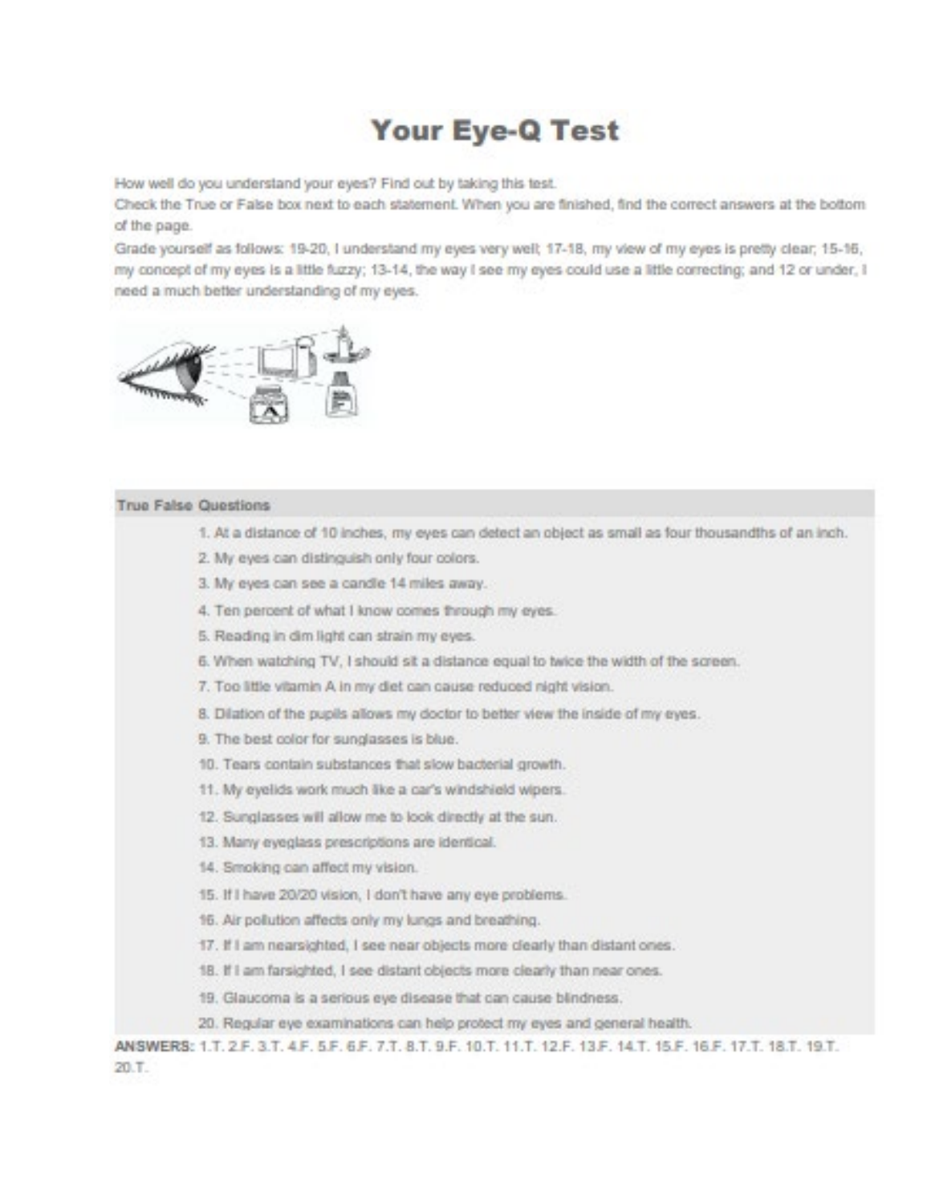# Your Eye-Q Test

How well do you understand your eyes? Find out by taking this test.

Check the True or False box next to each statement. When you are finished, find the correct answers at the bottom of the page.

Grade yourself as follows: 19-20, I understand my eyes very well; 17-18, my view of my eyes is pretty clear; 15-16, my concept of my eyes is a little fuzzy; 13-14, the way I see my eyes could use a little correcting; and 12 or under, I need a much better understanding of my eyes.

| True | False | Questions |
|---|---|---|
| | | 1. At a distance of 10 inches, my eyes can detect an object as small as four thousandths of an inch. |
| | | 2. My eyes can distinguish only four colors. |
| | | 3. My eyes can see a candle 14 miles away. |
| | | 4. Ten percent of what I know comes through my eyes. |
| | | 5. Reading in dim light can strain my eyes. |
| | | 6. When watching TV, I should sit a distance equal to twice the width of the screen. |
| | | 7. Too little vitamin A in my diet can cause reduced night vision. |
| | | 8. Dilation of the pupils allows my doctor to better view the inside of my eyes. |
| | | 9. The best color for sunglasses is blue. |
| | | 10. Tears contain substances that slow bacterial growth. |
| | | 11. My eyelids work much like a car's windshield wipers. |
| | | 12. Sunglasses will allow me to look directly at the sun. |
| | | 13. Many eyeglass prescriptions are identical. |
| | | 14. Smoking can affect my vision. |
| | | 15. If I have 20/20 vision, I don't have any eye problems. |
| | | 16. Air pollution affects only my lungs and breathing. |
| | | 17. If I am nearsighted, I see near objects more clearly than distant ones. |
| | | 18. If I am farsighted, I see distant objects more clearly than near ones. |
| | | 19. Glaucoma is a serious eye disease that can cause blindness. |
| | | 20. Regular eye examinations can help protect my eyes and general health. |

**ANSWERS:** 1.T. 2.F. 3.T. 4.F. 5.F. 6.F. 7.T. 8.T. 9.F. 10.T. 11.T. 12.F. 13.F. 14.T. 15.F. 16.F. 17.T. 18.T. 19.T. 20.T.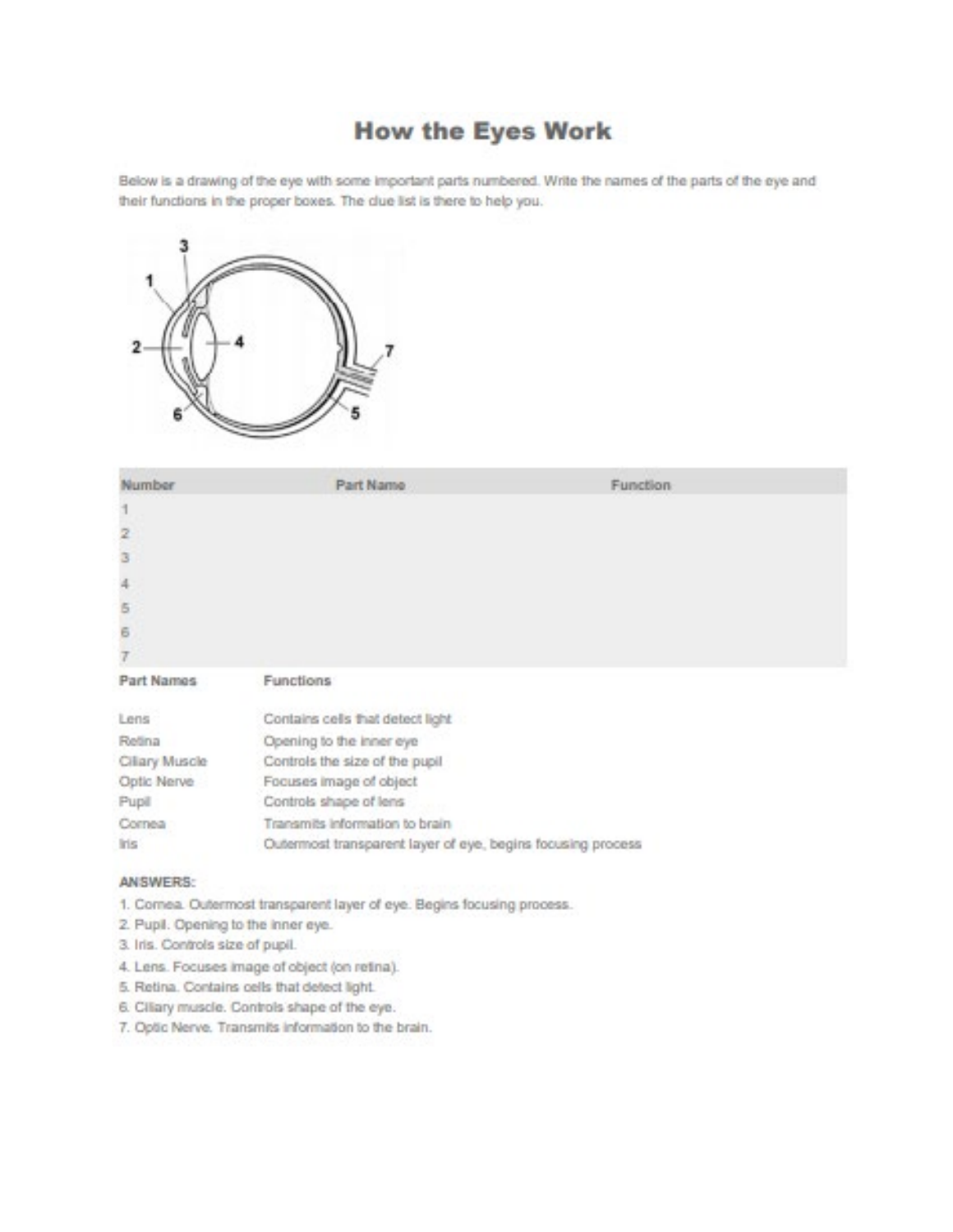# How the Eyes Work

Below is a drawing of the eye with some important parts numbered. Write the names of the parts of the eye and their functions in the proper boxes. The clue list is there to help you.

| Number | Part Name | Function |
|---|---|---|
| 1 | | |
| 2 | | |
| 3 | | |
| 4 | | |
| 5 | | |
| 6 | | |
| 7 | | |

| Part Names | Functions |
|---|---|
| Lens | Contains cells that detect light |
| Retina | Opening to the inner eye |
| Ciliary Muscle | Controls the size of the pupil |
| Optic Nerve | Focuses image of object |
| Pupil | Controls shape of lens |
| Cornea | Transmits information to brain |
| Iris | Outermost transparent layer of eye, begins focusing process |

**ANSWERS:**

1. Cornea. Outermost transparent layer of eye. Begins focusing process.
2. Pupil. Opening to the inner eye.
3. Iris. Controls size of pupil.
4. Lens. Focuses image of object (on retina).
5. Retina. Contains cells that detect light.
6. Ciliary muscle. Controls shape of the eye.
7. Optic Nerve. Transmits information to the brain.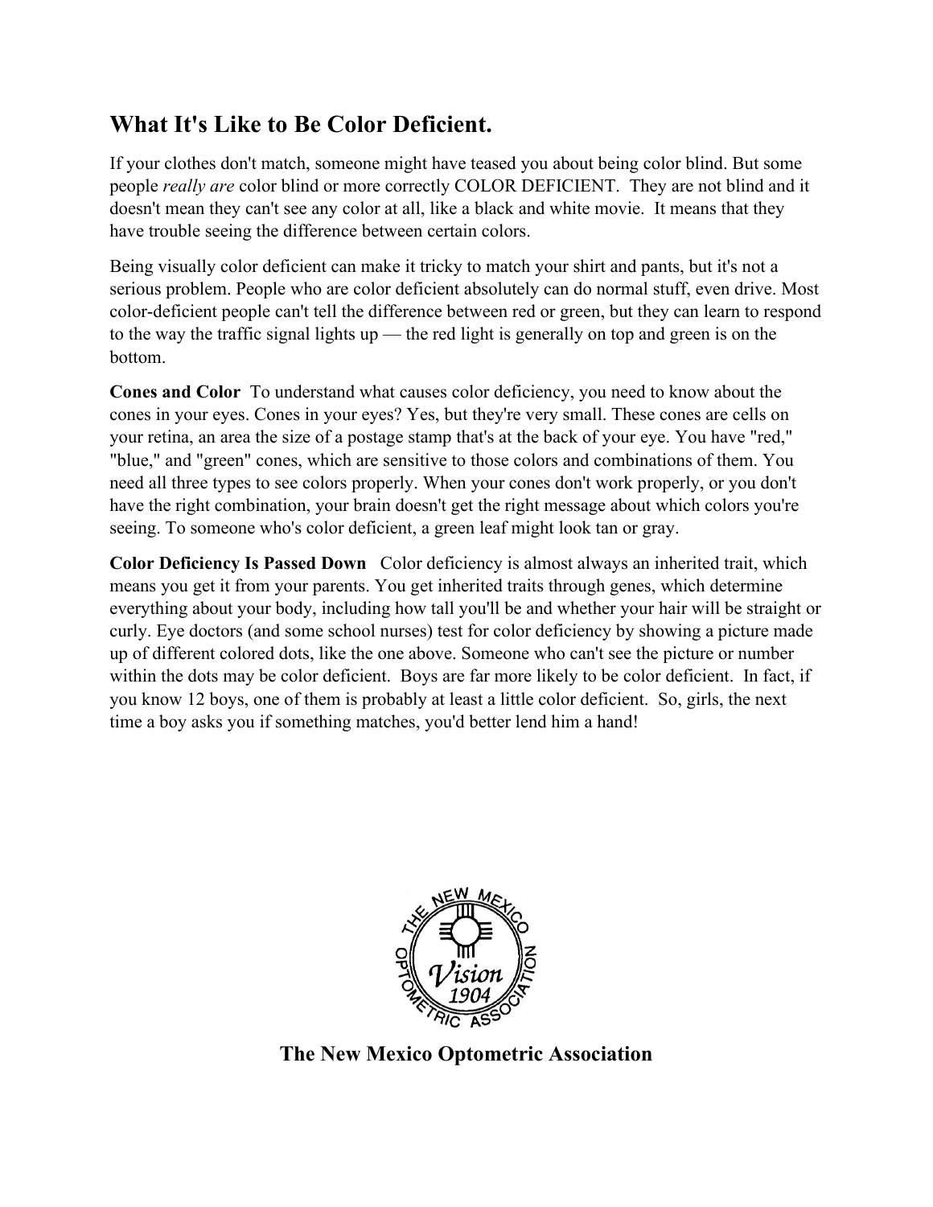## What It's Like to Be Color Deficient.

If your clothes don't match, someone might have teased you about being color blind. But some people *really are* color blind or more correctly COLOR DEFICIENT. They are not blind and it doesn't mean they can't see any color at all, like a black and white movie. It means that they have trouble seeing the difference between certain colors.

Being visually color deficient can make it tricky to match your shirt and pants, but it's not a serious problem. People who are color deficient absolutely can do normal stuff, even drive. Most color-deficient people can't tell the difference between red or green, but they can learn to respond to the way the traffic signal lights up — the red light is generally on top and green is on the bottom.

**Cones and Color** To understand what causes color deficiency, you need to know about the cones in your eyes. Cones in your eyes? Yes, but they're very small. These cones are cells on your retina, an area the size of a postage stamp that's at the back of your eye. You have "red," "blue," and "green" cones, which are sensitive to those colors and combinations of them. You need all three types to see colors properly. When your cones don't work properly, or you don't have the right combination, your brain doesn't get the right message about which colors you're seeing. To someone who's color deficient, a green leaf might look tan or gray.

**Color Deficiency Is Passed Down** Color deficiency is almost always an inherited trait, which means you get it from your parents. You get inherited traits through genes, which determine everything about your body, including how tall you'll be and whether your hair will be straight or curly. Eye doctors (and some school nurses) test for color deficiency by showing a picture made up of different colored dots, like the one above. Someone who can't see the picture or number within the dots may be color deficient. Boys are far more likely to be color deficient. In fact, if you know 12 boys, one of them is probably at least a little color deficient. So, girls, the next time a boy asks you if something matches, you'd better lend him a hand!

THE NEW MEXICO OPTOMETRIC ASSOCIATION

Vision 1904

**The New Mexico Optometric Association**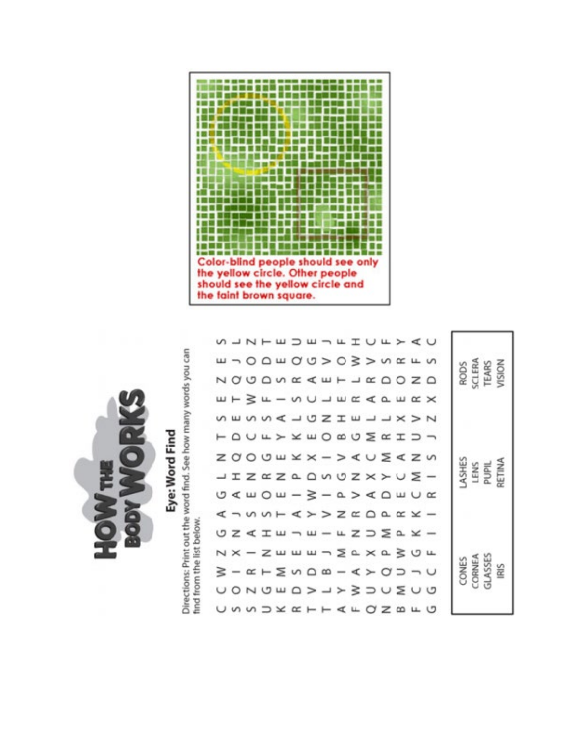# HOW THE BODY WORKS

Color-blind people should see only the yellow circle. Other people should see the yellow circle and the faint brown square.

## Eye: Word Find

Directions: Print out the word find. See how many words you can find from the list below.

```
C C W N G A G L N T S E N E S
S O I X N J A H Q D E T Q J L
S Z R I A S E N O C S W G O N
U G T N H S O R G F S F D D T
K E M E E T E N E Y A I S E E
R D S E J A I P K K L S R Q U
T V D E E Y W D X E G C A G E
T L B J I V I S I O N L E V J
A Y I M F N P G V B H E T O F
F W A P N R V N A G E R L W H
Q U Y X U D A X C M L A R V C
N C Q P M P D Y M R L P D S F
B M U W P R E C A H X E O R Y
F C J G K K C M N U V R N F A
G G C F I I R I S J N X D S C
```

| | | |
|---|---|---|
| CONES | LASHES | RODS |
| CORNEA | LENS | SCLERA |
| GLASSES | PUPIL | TEARS |
| IRIS | RETINA | VISION |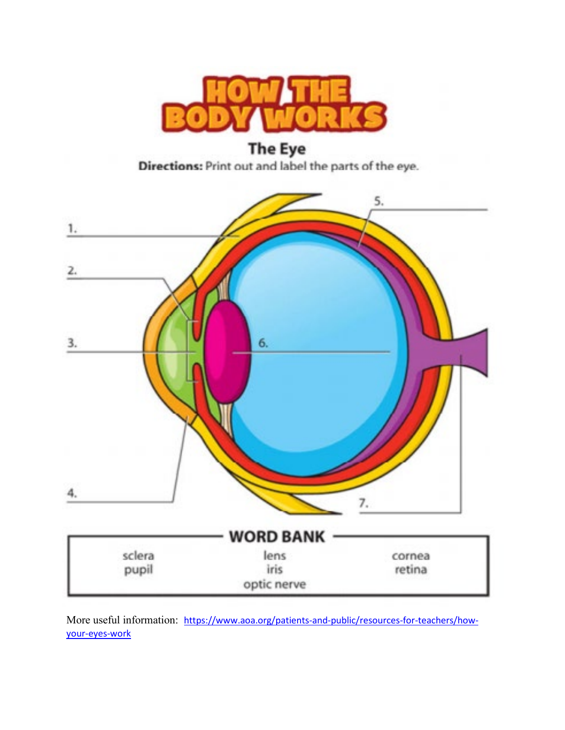# HOW THE BODY WORKS

## The Eye

**Directions:** Print out and label the parts of the eye.

1.

2.

3.

4.

5.

6.

7.

### WORD BANK

| | | |
|---|---|---|
| sclera | lens | cornea |
| pupil | iris | retina |
| | optic nerve | |

More useful information: https://www.aoa.org/patients-and-public/resources-for-teachers/how-your-eyes-work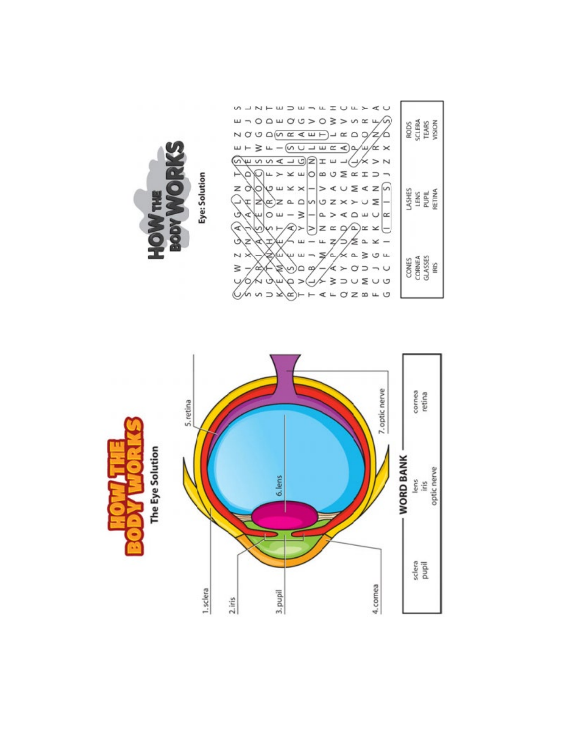# HOW THE BODY WORKS

## The Eye Solution

1. sclera
2. iris
3. pupil
4. cornea
5. retina
6. lens
7. optic nerve

**WORD BANK**

| | | |
|---|---|---|
| sclera | lens | cornea |
| pupil | iris | retina |
| | optic nerve | |

# HOW THE BODY WORKS

## Eye: Solution

| | | | | | | | | | | | | | | |
|---|---|---|---|---|---|---|---|---|---|---|---|---|---|---|
| C | W | Z | G | A | G | L | N | T | S | E | Z | E | S |  |
| S | O | I | X | N | J | A | H | O | D | E | T | Q | J | L |
| S | Z | R | I | A | S | E | N | O | C | S | W | G | O | Z |
| U | G | T | N | H | S | O | R | G | F | S | F | D | D | T |
| K | E | M | E | E | T | E | N | E | Y | A | I | S | E | E |
| R | D | S | E | J | A | I | P | K | L | S | R | R | Q | U |
| T | V | D | E | E | Y | W | D | X | E | G | C | A | G | E |
| T | L | B | J | I | V | I | S | I | O | N | L | E | V | J |
| A | Y | I | M | F | N | P | G | V | B | H | E | T | O | F |
| F | W | A | P | N | R | V | N | A | G | E | R | L | W | H |
| Q | U | Y | X | U | D | A | X | C | M | L | A | R | V | C |
| N | C | Q | P | M | P | D | Y | M | R | L | P | D | S | F |
| B | M | U | W | P | R | E | C | A | H | X | E | O | R | Y |
| F | C | J | G | K | K | C | M | N | U | V | R | N | F | A |
| G | G | C | F | I | I | R | I | S | J | Z | X | D | S | C |

| | | | |
|---|---|---|---|
| CONES | LASHES | RODS | |
| CORNEA | LENS | SCLERA | |
| GLASSES | PUPIL | TEARS | |
| IRIS | RETINA | VISION | |